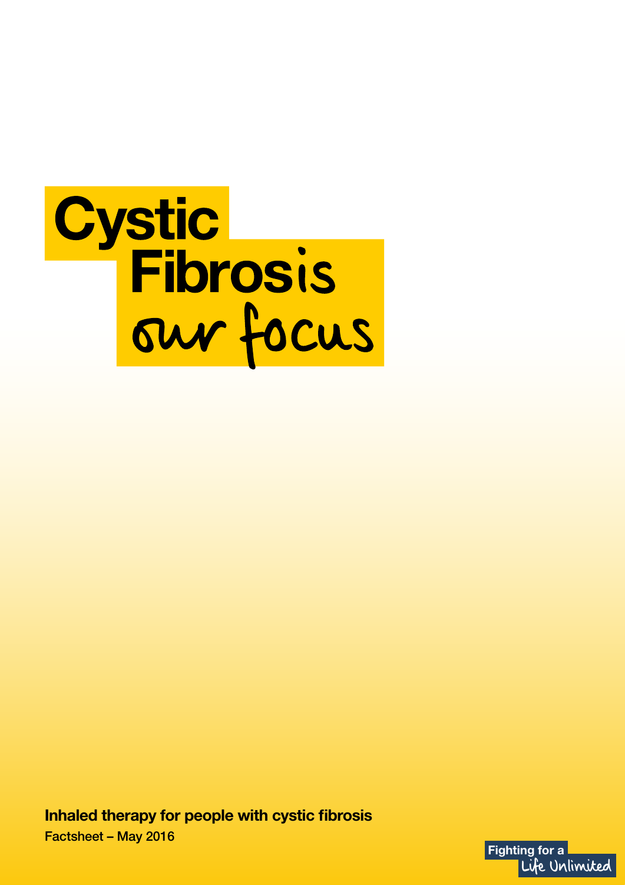# Cystic Fibrosis our focus

**Inhaled therapy for people with cystic fibrosis**

Factsheet – May 2016

Fighting for a Life Unlimited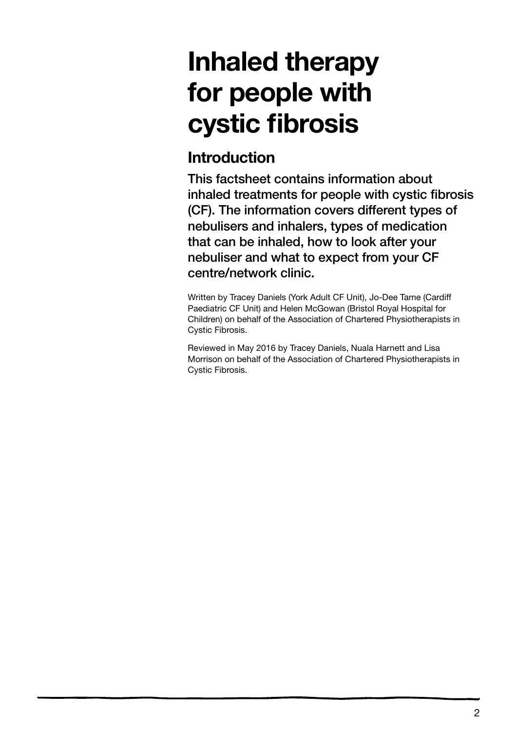# Inhaled therapy for people with cystic fibrosis

## Introduction

**This factsheet contains information about inhaled treatments for people with cystic fibrosis (CF). The information covers different types of nebulisers and inhalers, types of medication that can be inhaled, how to look after your nebuliser and what to expect from your CF centre/network clinic.**

Written by Tracey Daniels (York Adult CF Unit), Jo-Dee Tame (Cardiff Paediatric CF Unit) and Helen McGowan (Bristol Royal Hospital for Children) on behalf of the Association of Chartered Physiotherapists in Cystic Fibrosis.

Reviewed in May 2016 by Tracey Daniels, Nuala Harnett and Lisa Morrison on behalf of the Association of Chartered Physiotherapists in Cystic Fibrosis.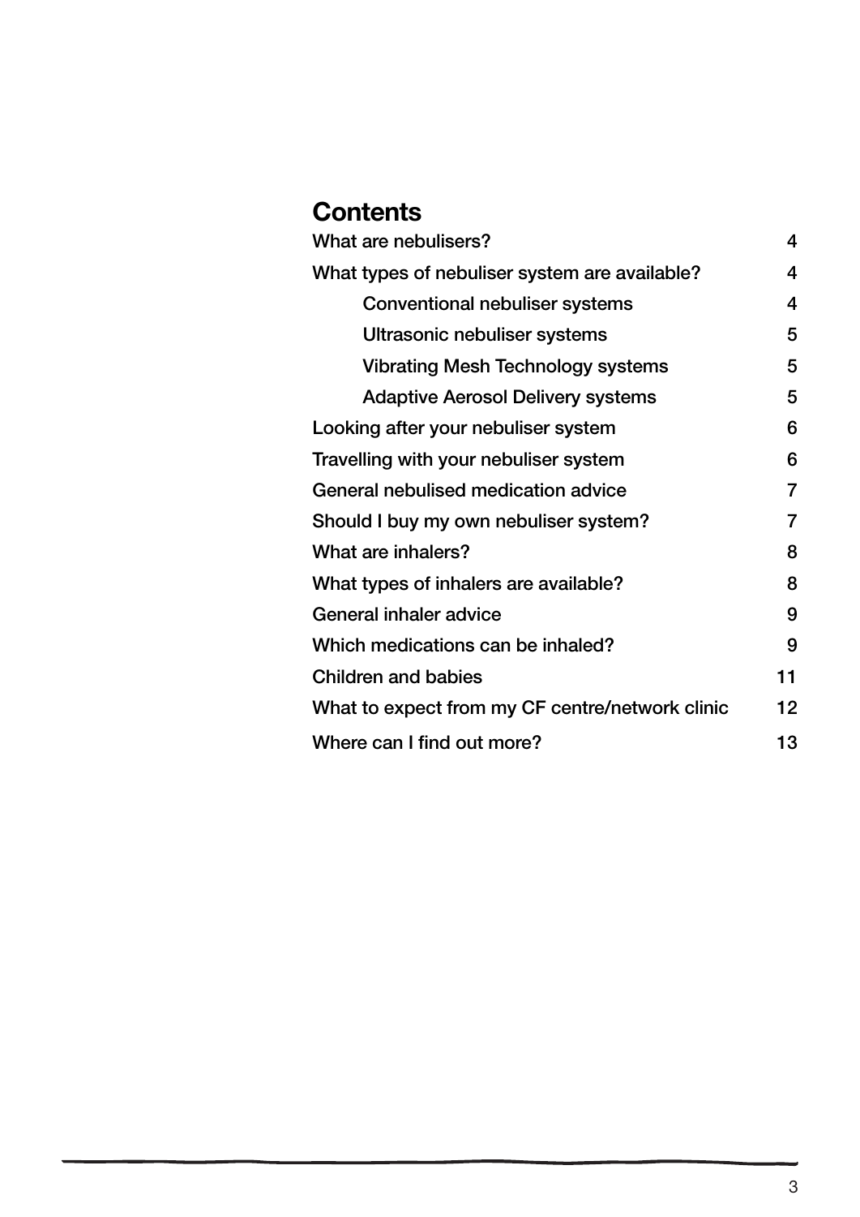## Contents

| | |
|---|---|
| What are nebulisers? | 4 |
| What types of nebuliser system are available? | 4 |
| &nbsp;&nbsp;&nbsp;&nbsp;Conventional nebuliser systems | 4 |
| &nbsp;&nbsp;&nbsp;&nbsp;Ultrasonic nebuliser systems | 5 |
| &nbsp;&nbsp;&nbsp;&nbsp;Vibrating Mesh Technology systems | 5 |
| &nbsp;&nbsp;&nbsp;&nbsp;Adaptive Aerosol Delivery systems | 5 |
| Looking after your nebuliser system | 6 |
| Travelling with your nebuliser system | 6 |
| General nebulised medication advice | 7 |
| Should I buy my own nebuliser system? | 7 |
| What are inhalers? | 8 |
| What types of inhalers are available? | 8 |
| General inhaler advice | 9 |
| Which medications can be inhaled? | 9 |
| Children and babies | 11 |
| What to expect from my CF centre/network clinic | 12 |
| Where can I find out more? | 13 |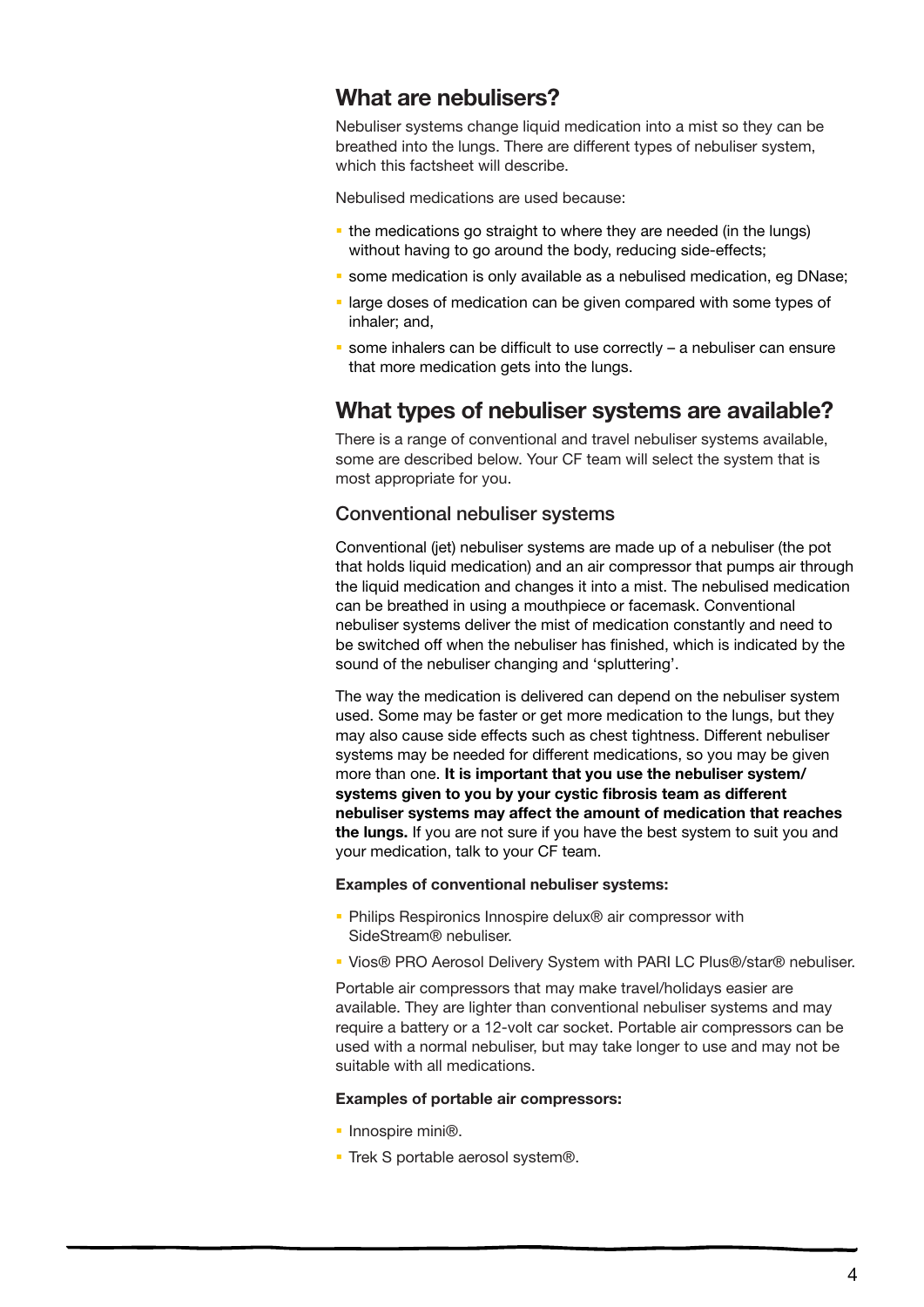## What are nebulisers?

Nebuliser systems change liquid medication into a mist so they can be breathed into the lungs. There are different types of nebuliser system, which this factsheet will describe.

Nebulised medications are used because:

- the medications go straight to where they are needed (in the lungs) without having to go around the body, reducing side-effects;
- some medication is only available as a nebulised medication, eg DNase;
- large doses of medication can be given compared with some types of inhaler; and,
- some inhalers can be difficult to use correctly – a nebuliser can ensure that more medication gets into the lungs.

## What types of nebuliser systems are available?

There is a range of conventional and travel nebuliser systems available, some are described below. Your CF team will select the system that is most appropriate for you.

### Conventional nebuliser systems

Conventional (jet) nebuliser systems are made up of a nebuliser (the pot that holds liquid medication) and an air compressor that pumps air through the liquid medication and changes it into a mist. The nebulised medication can be breathed in using a mouthpiece or facemask. Conventional nebuliser systems deliver the mist of medication constantly and need to be switched off when the nebuliser has finished, which is indicated by the sound of the nebuliser changing and 'spluttering'.

The way the medication is delivered can depend on the nebuliser system used. Some may be faster or get more medication to the lungs, but they may also cause side effects such as chest tightness. Different nebuliser systems may be needed for different medications, so you may be given more than one. **It is important that you use the nebuliser system/ systems given to you by your cystic fibrosis team as different nebuliser systems may affect the amount of medication that reaches the lungs.** If you are not sure if you have the best system to suit you and your medication, talk to your CF team.

**Examples of conventional nebuliser systems:**

- Philips Respironics Innospire delux® air compressor with SideStream® nebuliser.
- Vios® PRO Aerosol Delivery System with PARI LC Plus®/star® nebuliser.

Portable air compressors that may make travel/holidays easier are available. They are lighter than conventional nebuliser systems and may require a battery or a 12-volt car socket. Portable air compressors can be used with a normal nebuliser, but may take longer to use and may not be suitable with all medications.

**Examples of portable air compressors:**

- Innospire mini®.
- Trek S portable aerosol system®.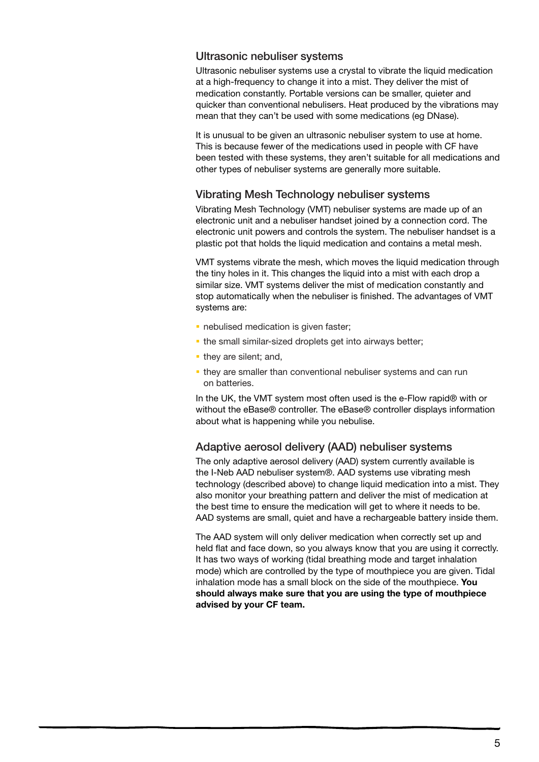### Ultrasonic nebuliser systems

Ultrasonic nebuliser systems use a crystal to vibrate the liquid medication at a high-frequency to change it into a mist. They deliver the mist of medication constantly. Portable versions can be smaller, quieter and quicker than conventional nebulisers. Heat produced by the vibrations may mean that they can't be used with some medications (eg DNase).

It is unusual to be given an ultrasonic nebuliser system to use at home. This is because fewer of the medications used in people with CF have been tested with these systems, they aren't suitable for all medications and other types of nebuliser systems are generally more suitable.

### Vibrating Mesh Technology nebuliser systems

Vibrating Mesh Technology (VMT) nebuliser systems are made up of an electronic unit and a nebuliser handset joined by a connection cord. The electronic unit powers and controls the system. The nebuliser handset is a plastic pot that holds the liquid medication and contains a metal mesh.

VMT systems vibrate the mesh, which moves the liquid medication through the tiny holes in it. This changes the liquid into a mist with each drop a similar size. VMT systems deliver the mist of medication constantly and stop automatically when the nebuliser is finished. The advantages of VMT systems are:

- nebulised medication is given faster;
- the small similar-sized droplets get into airways better;
- they are silent; and,
- they are smaller than conventional nebuliser systems and can run on batteries.

In the UK, the VMT system most often used is the e-Flow rapid® with or without the eBase® controller. The eBase® controller displays information about what is happening while you nebulise.

### Adaptive aerosol delivery (AAD) nebuliser systems

The only adaptive aerosol delivery (AAD) system currently available is the I-Neb AAD nebuliser system®. AAD systems use vibrating mesh technology (described above) to change liquid medication into a mist. They also monitor your breathing pattern and deliver the mist of medication at the best time to ensure the medication will get to where it needs to be. AAD systems are small, quiet and have a rechargeable battery inside them.

The AAD system will only deliver medication when correctly set up and held flat and face down, so you always know that you are using it correctly. It has two ways of working (tidal breathing mode and target inhalation mode) which are controlled by the type of mouthpiece you are given. Tidal inhalation mode has a small block on the side of the mouthpiece. **You should always make sure that you are using the type of mouthpiece advised by your CF team.**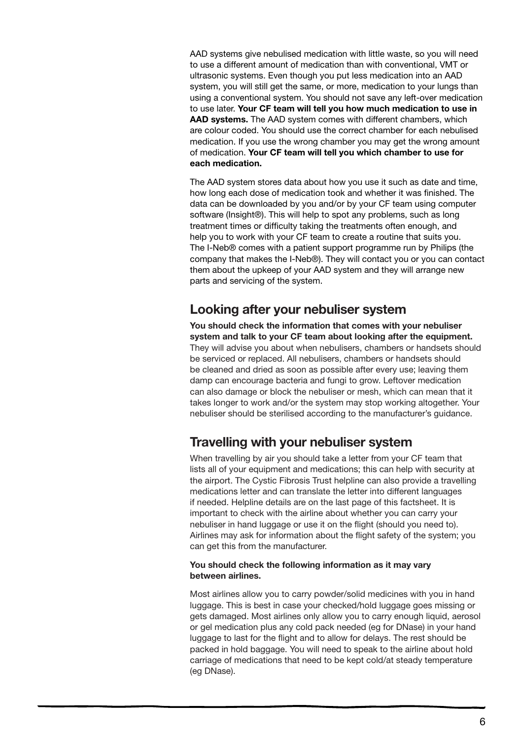AAD systems give nebulised medication with little waste, so you will need to use a different amount of medication than with conventional, VMT or ultrasonic systems. Even though you put less medication into an AAD system, you will still get the same, or more, medication to your lungs than using a conventional system. You should not save any left-over medication to use later. **Your CF team will tell you how much medication to use in AAD systems.** The AAD system comes with different chambers, which are colour coded. You should use the correct chamber for each nebulised medication. If you use the wrong chamber you may get the wrong amount of medication. **Your CF team will tell you which chamber to use for each medication.**

The AAD system stores data about how you use it such as date and time, how long each dose of medication took and whether it was finished. The data can be downloaded by you and/or by your CF team using computer software (Insight®). This will help to spot any problems, such as long treatment times or difficulty taking the treatments often enough, and help you to work with your CF team to create a routine that suits you. The I-Neb® comes with a patient support programme run by Philips (the company that makes the I-Neb®). They will contact you or you can contact them about the upkeep of your AAD system and they will arrange new parts and servicing of the system.

## Looking after your nebuliser system

**You should check the information that comes with your nebuliser system and talk to your CF team about looking after the equipment.** They will advise you about when nebulisers, chambers or handsets should be serviced or replaced. All nebulisers, chambers or handsets should be cleaned and dried as soon as possible after every use; leaving them damp can encourage bacteria and fungi to grow. Leftover medication can also damage or block the nebuliser or mesh, which can mean that it takes longer to work and/or the system may stop working altogether. Your nebuliser should be sterilised according to the manufacturer's guidance.

## Travelling with your nebuliser system

When travelling by air you should take a letter from your CF team that lists all of your equipment and medications; this can help with security at the airport. The Cystic Fibrosis Trust helpline can also provide a travelling medications letter and can translate the letter into different languages if needed. Helpline details are on the last page of this factsheet. It is important to check with the airline about whether you can carry your nebuliser in hand luggage or use it on the flight (should you need to). Airlines may ask for information about the flight safety of the system; you can get this from the manufacturer.

**You should check the following information as it may vary between airlines.**

Most airlines allow you to carry powder/solid medicines with you in hand luggage. This is best in case your checked/hold luggage goes missing or gets damaged. Most airlines only allow you to carry enough liquid, aerosol or gel medication plus any cold pack needed (eg for DNase) in your hand luggage to last for the flight and to allow for delays. The rest should be packed in hold baggage. You will need to speak to the airline about hold carriage of medications that need to be kept cold/at steady temperature (eg DNase).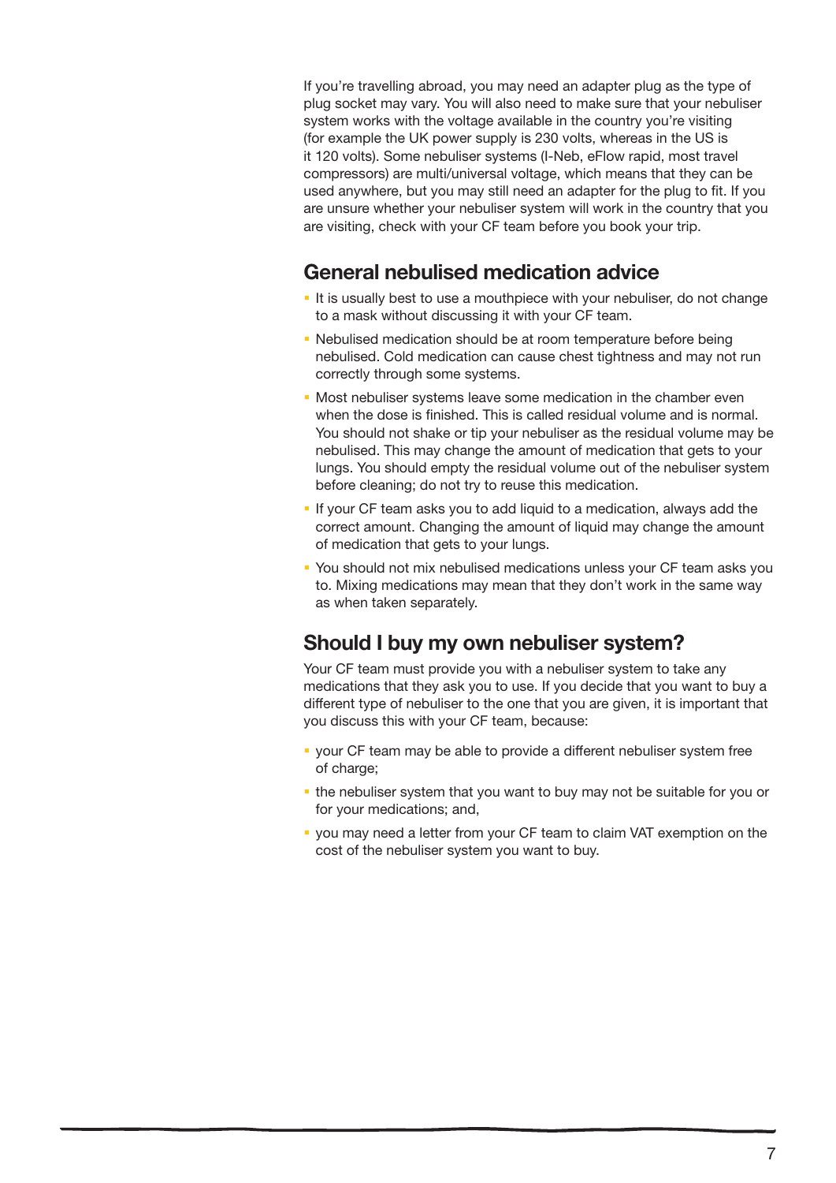If you're travelling abroad, you may need an adapter plug as the type of plug socket may vary. You will also need to make sure that your nebuliser system works with the voltage available in the country you're visiting (for example the UK power supply is 230 volts, whereas in the US is it 120 volts). Some nebuliser systems (I-Neb, eFlow rapid, most travel compressors) are multi/universal voltage, which means that they can be used anywhere, but you may still need an adapter for the plug to fit. If you are unsure whether your nebuliser system will work in the country that you are visiting, check with your CF team before you book your trip.

## General nebulised medication advice

- It is usually best to use a mouthpiece with your nebuliser, do not change to a mask without discussing it with your CF team.
- Nebulised medication should be at room temperature before being nebulised. Cold medication can cause chest tightness and may not run correctly through some systems.
- Most nebuliser systems leave some medication in the chamber even when the dose is finished. This is called residual volume and is normal. You should not shake or tip your nebuliser as the residual volume may be nebulised. This may change the amount of medication that gets to your lungs. You should empty the residual volume out of the nebuliser system before cleaning; do not try to reuse this medication.
- If your CF team asks you to add liquid to a medication, always add the correct amount. Changing the amount of liquid may change the amount of medication that gets to your lungs.
- You should not mix nebulised medications unless your CF team asks you to. Mixing medications may mean that they don't work in the same way as when taken separately.

## Should I buy my own nebuliser system?

Your CF team must provide you with a nebuliser system to take any medications that they ask you to use. If you decide that you want to buy a different type of nebuliser to the one that you are given, it is important that you discuss this with your CF team, because:

- your CF team may be able to provide a different nebuliser system free of charge;
- the nebuliser system that you want to buy may not be suitable for you or for your medications; and,
- you may need a letter from your CF team to claim VAT exemption on the cost of the nebuliser system you want to buy.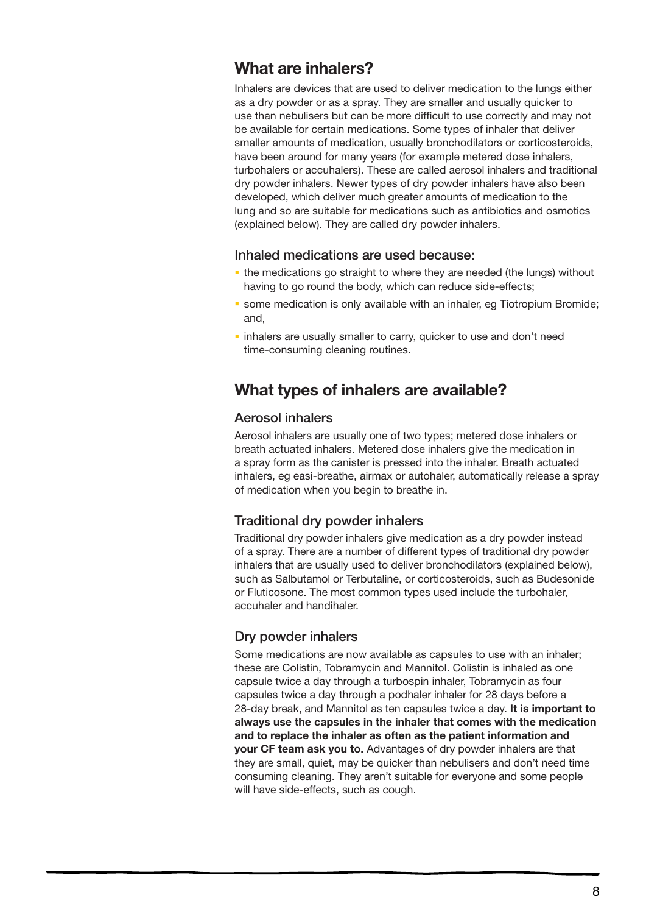## What are inhalers?

Inhalers are devices that are used to deliver medication to the lungs either as a dry powder or as a spray. They are smaller and usually quicker to use than nebulisers but can be more difficult to use correctly and may not be available for certain medications. Some types of inhaler that deliver smaller amounts of medication, usually bronchodilators or corticosteroids, have been around for many years (for example metered dose inhalers, turbohalers or accuhalers). These are called aerosol inhalers and traditional dry powder inhalers. Newer types of dry powder inhalers have also been developed, which deliver much greater amounts of medication to the lung and so are suitable for medications such as antibiotics and osmotics (explained below). They are called dry powder inhalers.

### Inhaled medications are used because:

- the medications go straight to where they are needed (the lungs) without having to go round the body, which can reduce side-effects;
- some medication is only available with an inhaler, eg Tiotropium Bromide; and,
- inhalers are usually smaller to carry, quicker to use and don't need time-consuming cleaning routines.

## What types of inhalers are available?

### Aerosol inhalers

Aerosol inhalers are usually one of two types; metered dose inhalers or breath actuated inhalers. Metered dose inhalers give the medication in a spray form as the canister is pressed into the inhaler. Breath actuated inhalers, eg easi-breathe, airmax or autohaler, automatically release a spray of medication when you begin to breathe in.

### Traditional dry powder inhalers

Traditional dry powder inhalers give medication as a dry powder instead of a spray. There are a number of different types of traditional dry powder inhalers that are usually used to deliver bronchodilators (explained below), such as Salbutamol or Terbutaline, or corticosteroids, such as Budesonide or Fluticosone. The most common types used include the turbohaler, accuhaler and handihaler.

### Dry powder inhalers

Some medications are now available as capsules to use with an inhaler; these are Colistin, Tobramycin and Mannitol. Colistin is inhaled as one capsule twice a day through a turbospin inhaler, Tobramycin as four capsules twice a day through a podhaler inhaler for 28 days before a 28-day break, and Mannitol as ten capsules twice a day. **It is important to always use the capsules in the inhaler that comes with the medication and to replace the inhaler as often as the patient information and your CF team ask you to.** Advantages of dry powder inhalers are that they are small, quiet, may be quicker than nebulisers and don't need time consuming cleaning. They aren't suitable for everyone and some people will have side-effects, such as cough.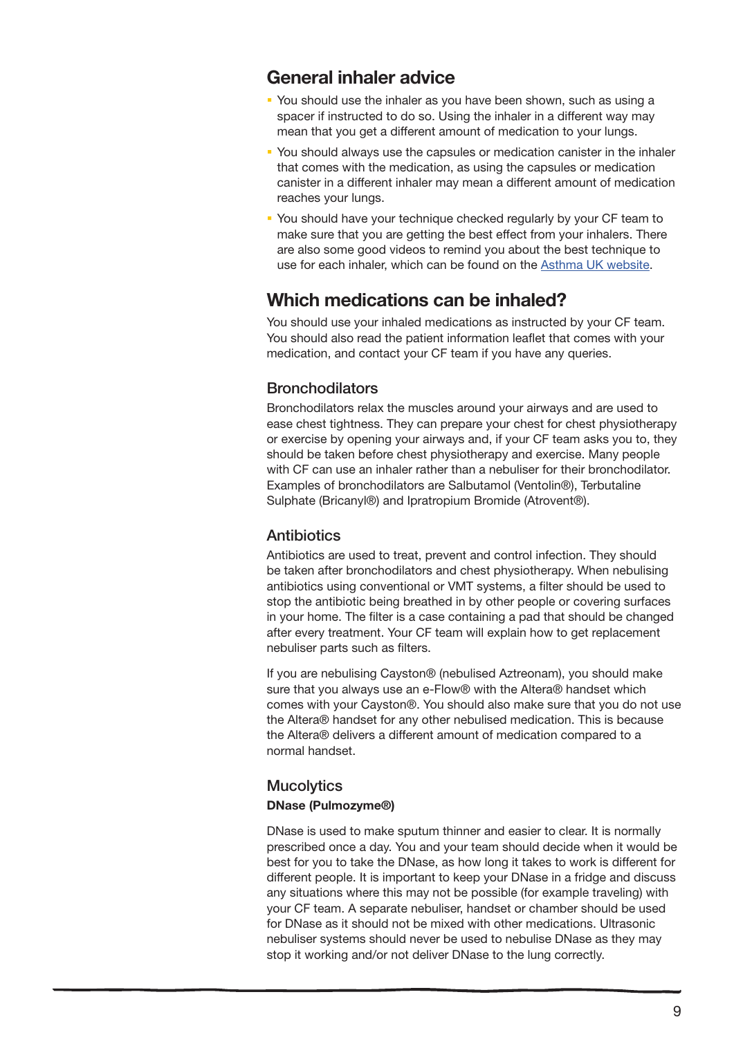## General inhaler advice

- You should use the inhaler as you have been shown, such as using a spacer if instructed to do so. Using the inhaler in a different way may mean that you get a different amount of medication to your lungs.
- You should always use the capsules or medication canister in the inhaler that comes with the medication, as using the capsules or medication canister in a different inhaler may mean a different amount of medication reaches your lungs.
- You should have your technique checked regularly by your CF team to make sure that you are getting the best effect from your inhalers. There are also some good videos to remind you about the best technique to use for each inhaler, which can be found on the [Asthma UK website](#).

## Which medications can be inhaled?

You should use your inhaled medications as instructed by your CF team. You should also read the patient information leaflet that comes with your medication, and contact your CF team if you have any queries.

### Bronchodilators

Bronchodilators relax the muscles around your airways and are used to ease chest tightness. They can prepare your chest for chest physiotherapy or exercise by opening your airways and, if your CF team asks you to, they should be taken before chest physiotherapy and exercise. Many people with CF can use an inhaler rather than a nebuliser for their bronchodilator. Examples of bronchodilators are Salbutamol (Ventolin®), Terbutaline Sulphate (Bricanyl®) and Ipratropium Bromide (Atrovent®).

### Antibiotics

Antibiotics are used to treat, prevent and control infection. They should be taken after bronchodilators and chest physiotherapy. When nebulising antibiotics using conventional or VMT systems, a filter should be used to stop the antibiotic being breathed in by other people or covering surfaces in your home. The filter is a case containing a pad that should be changed after every treatment. Your CF team will explain how to get replacement nebuliser parts such as filters.

If you are nebulising Cayston® (nebulised Aztreonam), you should make sure that you always use an e-Flow® with the Altera® handset which comes with your Cayston®. You should also make sure that you do not use the Altera® handset for any other nebulised medication. This is because the Altera® delivers a different amount of medication compared to a normal handset.

### Mucolytics

**DNase (Pulmozyme®)**

DNase is used to make sputum thinner and easier to clear. It is normally prescribed once a day. You and your team should decide when it would be best for you to take the DNase, as how long it takes to work is different for different people. It is important to keep your DNase in a fridge and discuss any situations where this may not be possible (for example traveling) with your CF team. A separate nebuliser, handset or chamber should be used for DNase as it should not be mixed with other medications. Ultrasonic nebuliser systems should never be used to nebulise DNase as they may stop it working and/or not deliver DNase to the lung correctly.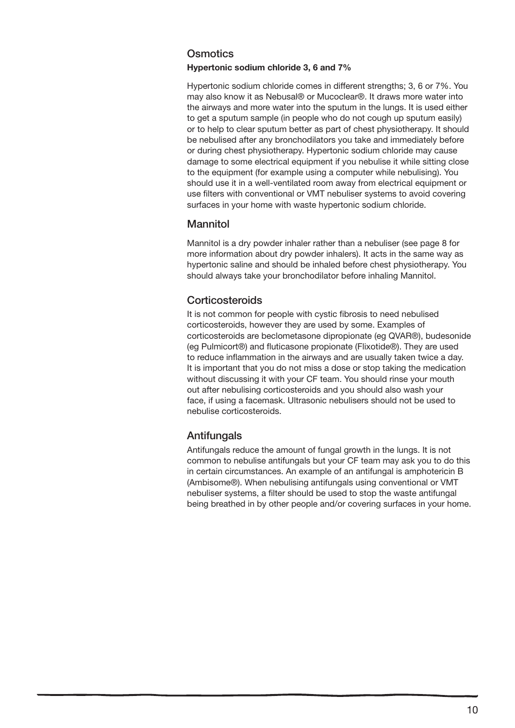## Osmotics

**Hypertonic sodium chloride 3, 6 and 7%**

Hypertonic sodium chloride comes in different strengths; 3, 6 or 7%. You may also know it as Nebusal® or Mucoclear®. It draws more water into the airways and more water into the sputum in the lungs. It is used either to get a sputum sample (in people who do not cough up sputum easily) or to help to clear sputum better as part of chest physiotherapy. It should be nebulised after any bronchodilators you take and immediately before or during chest physiotherapy. Hypertonic sodium chloride may cause damage to some electrical equipment if you nebulise it while sitting close to the equipment (for example using a computer while nebulising). You should use it in a well-ventilated room away from electrical equipment or use filters with conventional or VMT nebuliser systems to avoid covering surfaces in your home with waste hypertonic sodium chloride.

## Mannitol

Mannitol is a dry powder inhaler rather than a nebuliser (see page 8 for more information about dry powder inhalers). It acts in the same way as hypertonic saline and should be inhaled before chest physiotherapy. You should always take your bronchodilator before inhaling Mannitol.

## Corticosteroids

It is not common for people with cystic fibrosis to need nebulised corticosteroids, however they are used by some. Examples of corticosteroids are beclometasone dipropionate (eg QVAR®), budesonide (eg Pulmicort®) and fluticasone propionate (Flixotide®). They are used to reduce inflammation in the airways and are usually taken twice a day. It is important that you do not miss a dose or stop taking the medication without discussing it with your CF team. You should rinse your mouth out after nebulising corticosteroids and you should also wash your face, if using a facemask. Ultrasonic nebulisers should not be used to nebulise corticosteroids.

## Antifungals

Antifungals reduce the amount of fungal growth in the lungs. It is not common to nebulise antifungals but your CF team may ask you to do this in certain circumstances. An example of an antifungal is amphotericin B (Ambisome®). When nebulising antifungals using conventional or VMT nebuliser systems, a filter should be used to stop the waste antifungal being breathed in by other people and/or covering surfaces in your home.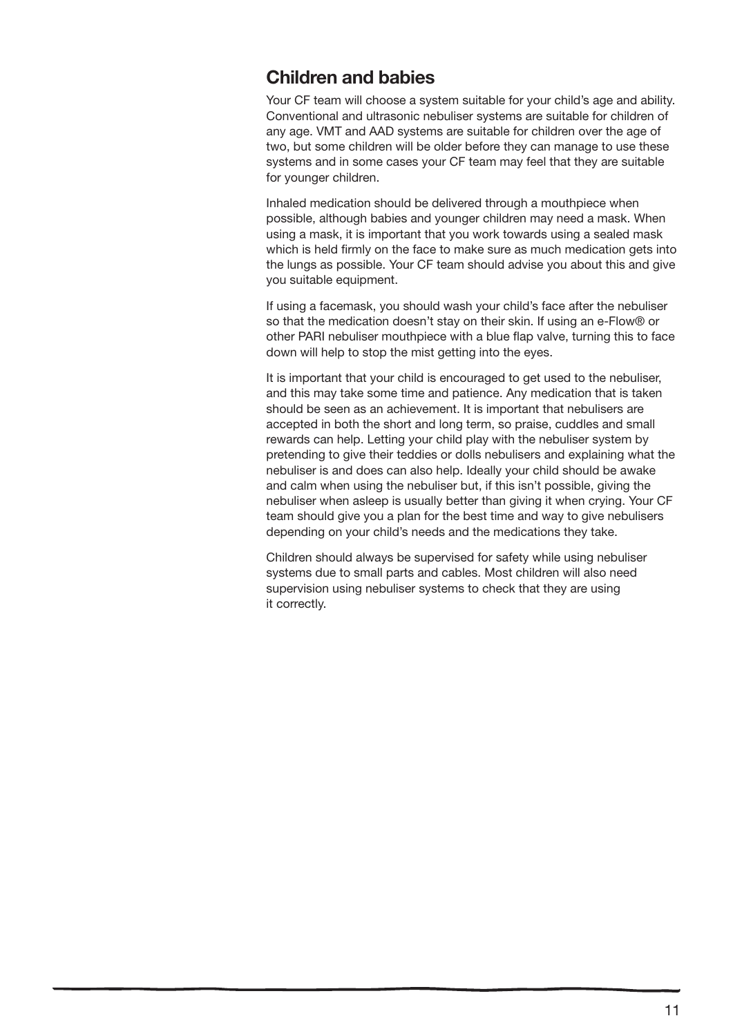## Children and babies

Your CF team will choose a system suitable for your child's age and ability. Conventional and ultrasonic nebuliser systems are suitable for children of any age. VMT and AAD systems are suitable for children over the age of two, but some children will be older before they can manage to use these systems and in some cases your CF team may feel that they are suitable for younger children.

Inhaled medication should be delivered through a mouthpiece when possible, although babies and younger children may need a mask. When using a mask, it is important that you work towards using a sealed mask which is held firmly on the face to make sure as much medication gets into the lungs as possible. Your CF team should advise you about this and give you suitable equipment.

If using a facemask, you should wash your child's face after the nebuliser so that the medication doesn't stay on their skin. If using an e-Flow® or other PARI nebuliser mouthpiece with a blue flap valve, turning this to face down will help to stop the mist getting into the eyes.

It is important that your child is encouraged to get used to the nebuliser, and this may take some time and patience. Any medication that is taken should be seen as an achievement. It is important that nebulisers are accepted in both the short and long term, so praise, cuddles and small rewards can help. Letting your child play with the nebuliser system by pretending to give their teddies or dolls nebulisers and explaining what the nebuliser is and does can also help. Ideally your child should be awake and calm when using the nebuliser but, if this isn't possible, giving the nebuliser when asleep is usually better than giving it when crying. Your CF team should give you a plan for the best time and way to give nebulisers depending on your child's needs and the medications they take.

Children should always be supervised for safety while using nebuliser systems due to small parts and cables. Most children will also need supervision using nebuliser systems to check that they are using it correctly.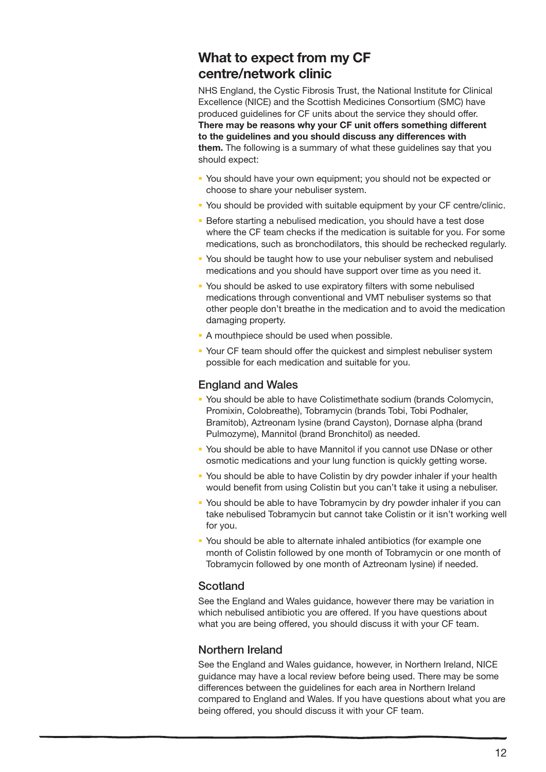## What to expect from my CF centre/network clinic

NHS England, the Cystic Fibrosis Trust, the National Institute for Clinical Excellence (NICE) and the Scottish Medicines Consortium (SMC) have produced guidelines for CF units about the service they should offer. **There may be reasons why your CF unit offers something different to the guidelines and you should discuss any differences with them.** The following is a summary of what these guidelines say that you should expect:

- You should have your own equipment; you should not be expected or choose to share your nebuliser system.
- You should be provided with suitable equipment by your CF centre/clinic.
- Before starting a nebulised medication, you should have a test dose where the CF team checks if the medication is suitable for you. For some medications, such as bronchodilators, this should be rechecked regularly.
- You should be taught how to use your nebuliser system and nebulised medications and you should have support over time as you need it.
- You should be asked to use expiratory filters with some nebulised medications through conventional and VMT nebuliser systems so that other people don't breathe in the medication and to avoid the medication damaging property.
- A mouthpiece should be used when possible.
- Your CF team should offer the quickest and simplest nebuliser system possible for each medication and suitable for you.

### England and Wales

- You should be able to have Colistimethate sodium (brands Colomycin, Promixin, Colobreathe), Tobramycin (brands Tobi, Tobi Podhaler, Bramitob), Aztreonam lysine (brand Cayston), Dornase alpha (brand Pulmozyme), Mannitol (brand Bronchitol) as needed.
- You should be able to have Mannitol if you cannot use DNase or other osmotic medications and your lung function is quickly getting worse.
- You should be able to have Colistin by dry powder inhaler if your health would benefit from using Colistin but you can't take it using a nebuliser.
- You should be able to have Tobramycin by dry powder inhaler if you can take nebulised Tobramycin but cannot take Colistin or it isn't working well for you.
- You should be able to alternate inhaled antibiotics (for example one month of Colistin followed by one month of Tobramycin or one month of Tobramycin followed by one month of Aztreonam lysine) if needed.

### Scotland

See the England and Wales guidance, however there may be variation in which nebulised antibiotic you are offered. If you have questions about what you are being offered, you should discuss it with your CF team.

### Northern Ireland

See the England and Wales guidance, however, in Northern Ireland, NICE guidance may have a local review before being used. There may be some differences between the guidelines for each area in Northern Ireland compared to England and Wales. If you have questions about what you are being offered, you should discuss it with your CF team.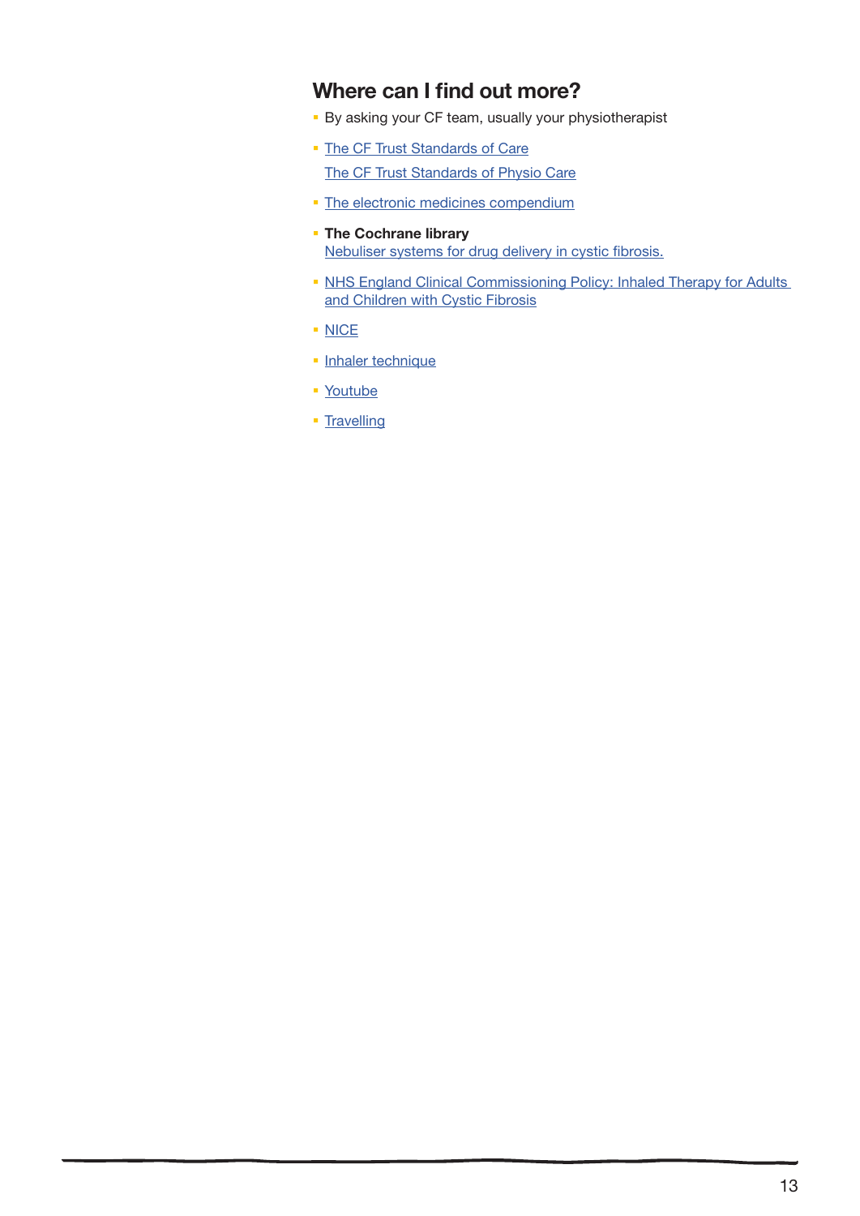## Where can I find out more?

- By asking your CF team, usually your physiotherapist
- The CF Trust Standards of Care

  The CF Trust Standards of Physio Care
- The electronic medicines compendium
- **The Cochrane library**
  Nebuliser systems for drug delivery in cystic fibrosis.
- NHS England Clinical Commissioning Policy: Inhaled Therapy for Adults and Children with Cystic Fibrosis
- NICE
- Inhaler technique
- Youtube
- Travelling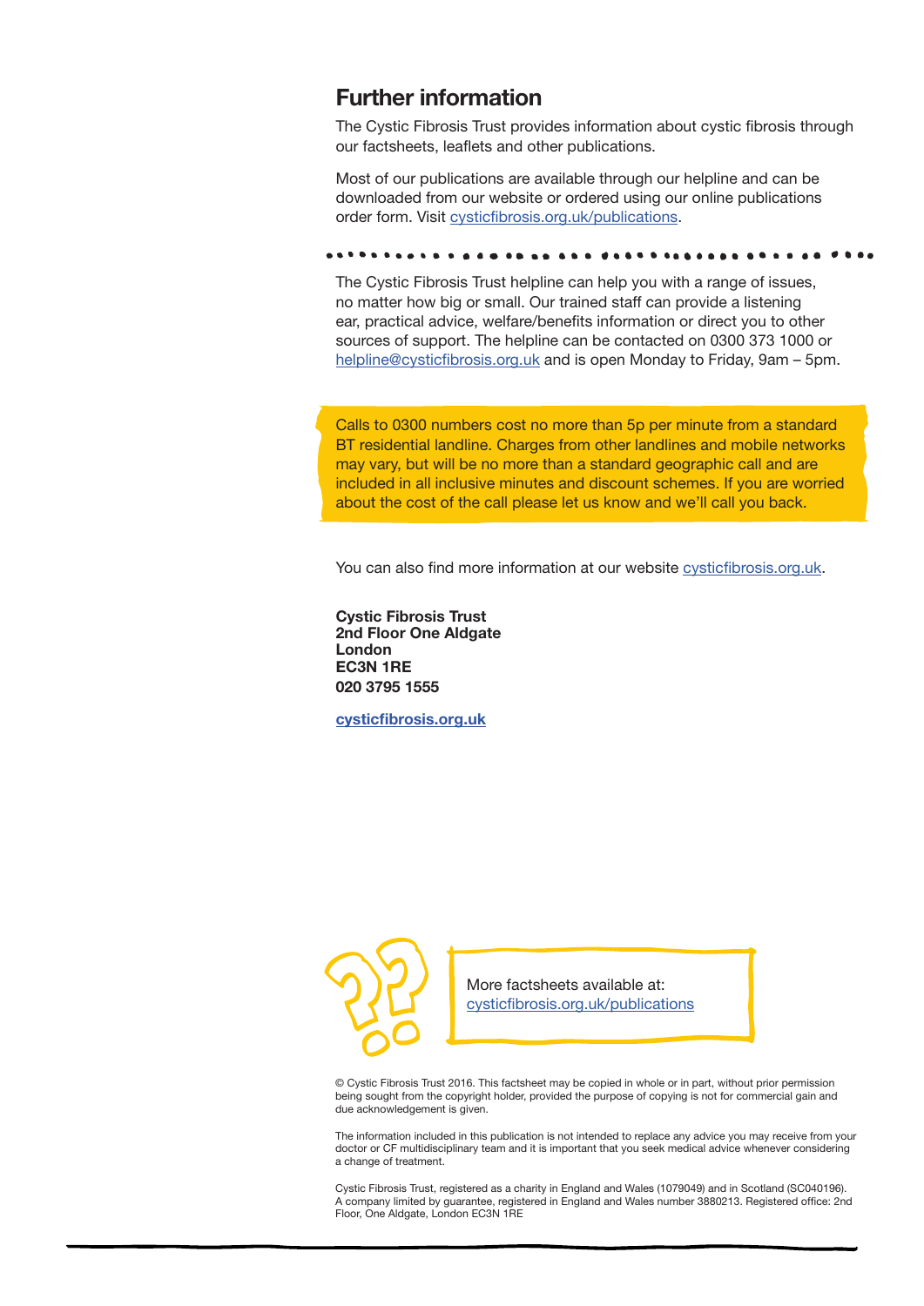## Further information

The Cystic Fibrosis Trust provides information about cystic fibrosis through our factsheets, leaflets and other publications.

Most of our publications are available through our helpline and can be downloaded from our website or ordered using our online publications order form. Visit cysticfibrosis.org.uk/publications.

The Cystic Fibrosis Trust helpline can help you with a range of issues, no matter how big or small. Our trained staff can provide a listening ear, practical advice, welfare/benefits information or direct you to other sources of support. The helpline can be contacted on 0300 373 1000 or helpline@cysticfibrosis.org.uk and is open Monday to Friday, 9am – 5pm.

Calls to 0300 numbers cost no more than 5p per minute from a standard BT residential landline. Charges from other landlines and mobile networks may vary, but will be no more than a standard geographic call and are included in all inclusive minutes and discount schemes. If you are worried about the cost of the call please let us know and we'll call you back.

You can also find more information at our website cysticfibrosis.org.uk.

**Cystic Fibrosis Trust**
**2nd Floor One Aldgate**
**London**
**EC3N 1RE**
**020 3795 1555**

**cysticfibrosis.org.uk**

More factsheets available at:
cysticfibrosis.org.uk/publications

© Cystic Fibrosis Trust 2016. This factsheet may be copied in whole or in part, without prior permission being sought from the copyright holder, provided the purpose of copying is not for commercial gain and due acknowledgement is given.

The information included in this publication is not intended to replace any advice you may receive from your doctor or CF multidisciplinary team and it is important that you seek medical advice whenever considering a change of treatment.

Cystic Fibrosis Trust, registered as a charity in England and Wales (1079049) and in Scotland (SC040196). A company limited by guarantee, registered in England and Wales number 3880213. Registered office: 2nd Floor, One Aldgate, London EC3N 1RE